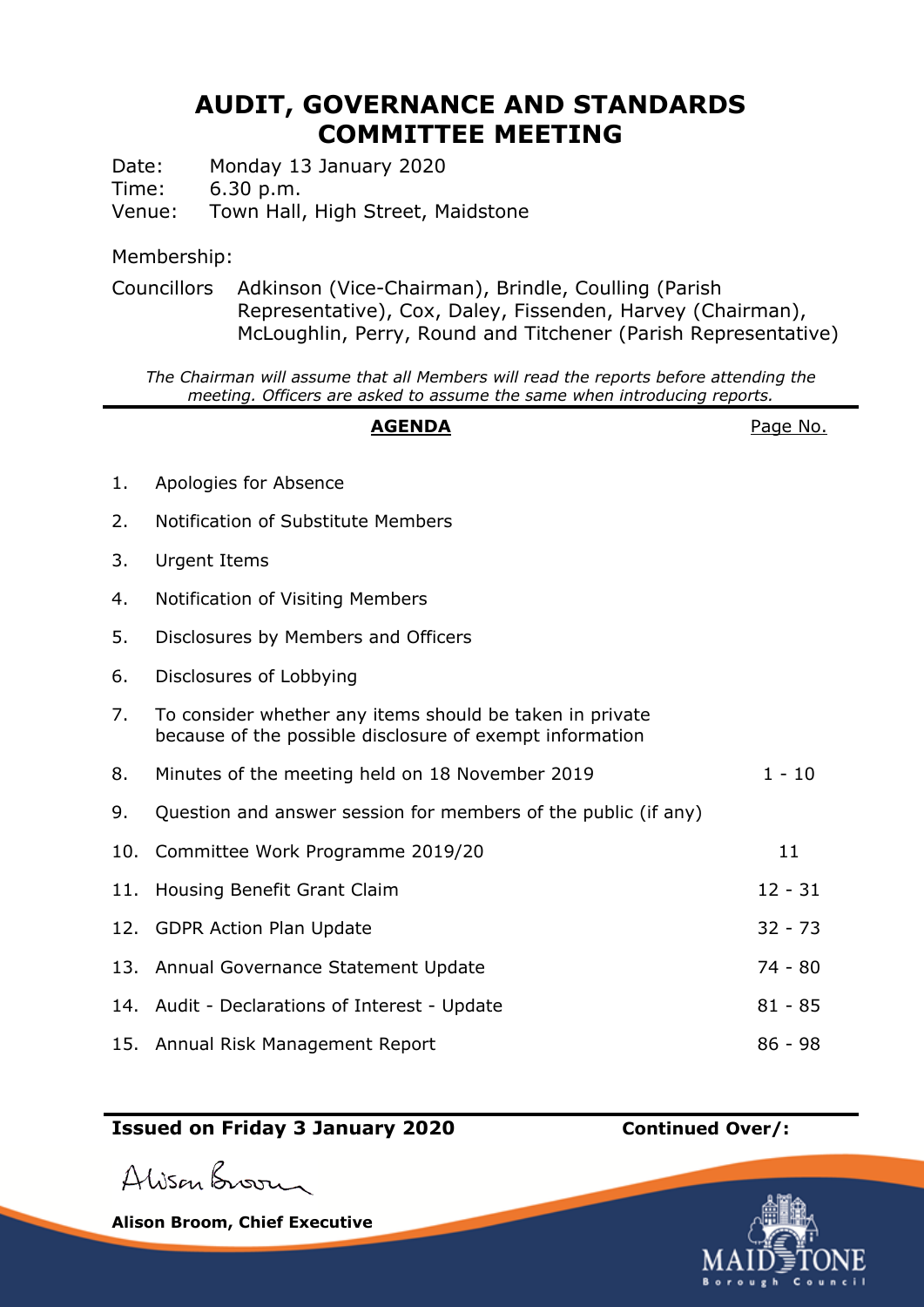# AUDIT, GOVERNANCE AND STANDARDS COMMITTEE MEETING

Date: Monday 13 January 2020
Time: 6.30 p.m.
Venue: Town Hall, High Street, Maidstone

Membership:

Councillors Adkinson (Vice-Chairman), Brindle, Coulling (Parish Representative), Cox, Daley, Fissenden, Harvey (Chairman), McLoughlin, Perry, Round and Titchener (Parish Representative)

*The Chairman will assume that all Members will read the reports before attending the meeting. Officers are asked to assume the same when introducing reports.*

| | **AGENDA** | Page No. |
|---|---|---|
| 1. | Apologies for Absence | |
| 2. | Notification of Substitute Members | |
| 3. | Urgent Items | |
| 4. | Notification of Visiting Members | |
| 5. | Disclosures by Members and Officers | |
| 6. | Disclosures of Lobbying | |
| 7. | To consider whether any items should be taken in private because of the possible disclosure of exempt information | |
| 8. | Minutes of the meeting held on 18 November 2019 | 1 - 10 |
| 9. | Question and answer session for members of the public (if any) | |
| 10. | Committee Work Programme 2019/20 | 11 |
| 11. | Housing Benefit Grant Claim | 12 - 31 |
| 12. | GDPR Action Plan Update | 32 - 73 |
| 13. | Annual Governance Statement Update | 74 - 80 |
| 14. | Audit - Declarations of Interest - Update | 81 - 85 |
| 15. | Annual Risk Management Report | 86 - 98 |

**Issued on Friday 3 January 2020** **Continued Over/:**

Alison Broom

**Alison Broom, Chief Executive**

MAIDSTONE Borough Council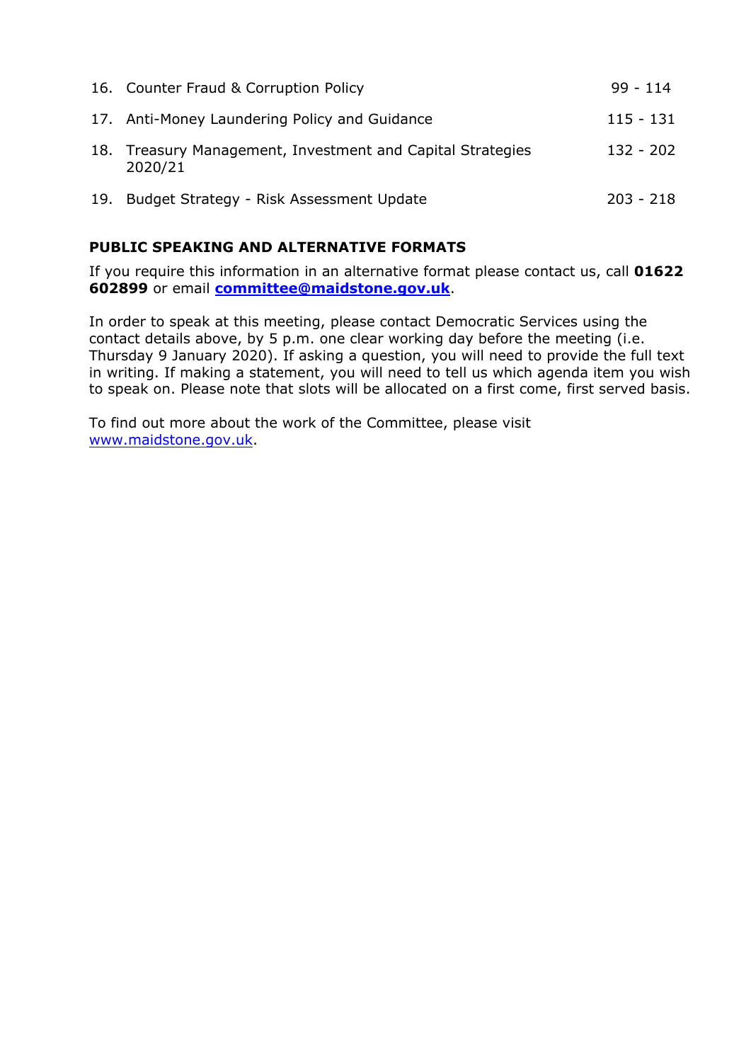| | | |
|---|---|---|
| 16. | Counter Fraud & Corruption Policy | 99 - 114 |
| 17. | Anti-Money Laundering Policy and Guidance | 115 - 131 |
| 18. | Treasury Management, Investment and Capital Strategies 2020/21 | 132 - 202 |
| 19. | Budget Strategy - Risk Assessment Update | 203 - 218 |

**PUBLIC SPEAKING AND ALTERNATIVE FORMATS**

If you require this information in an alternative format please contact us, call **01622 602899** or email **committee@maidstone.gov.uk**.

In order to speak at this meeting, please contact Democratic Services using the contact details above, by 5 p.m. one clear working day before the meeting (i.e. Thursday 9 January 2020). If asking a question, you will need to provide the full text in writing. If making a statement, you will need to tell us which agenda item you wish to speak on. Please note that slots will be allocated on a first come, first served basis.

To find out more about the work of the Committee, please visit www.maidstone.gov.uk.